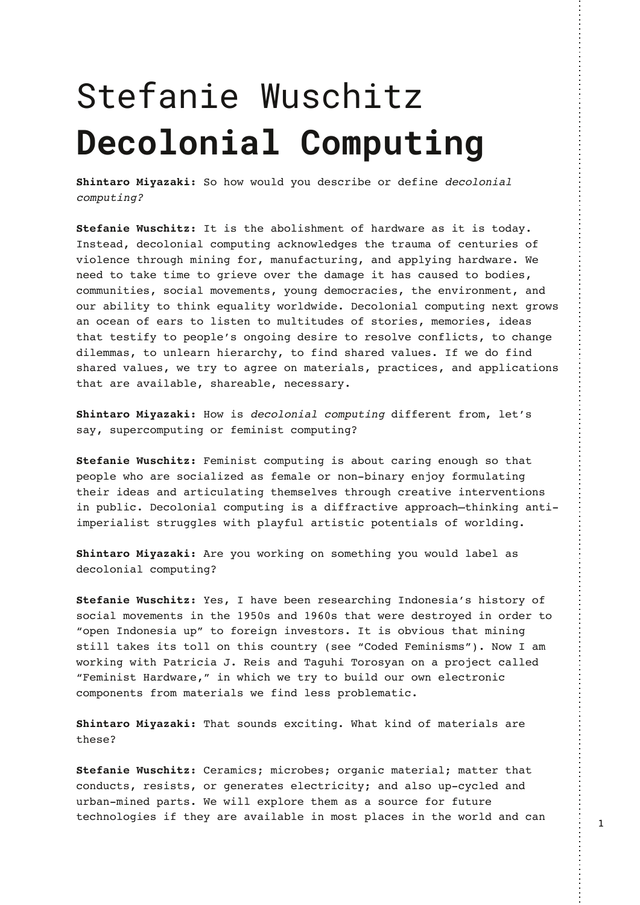# Stefanie Wuschitz
# **Decolonial Computing**

**Shintaro Miyazaki:** So how would you describe or define *decolonial computing?*

**Stefanie Wuschitz:** It is the abolishment of hardware as it is today. Instead, decolonial computing acknowledges the trauma of centuries of violence through mining for, manufacturing, and applying hardware. We need to take time to grieve over the damage it has caused to bodies, communities, social movements, young democracies, the environment, and our ability to think equality worldwide. Decolonial computing next grows an ocean of ears to listen to multitudes of stories, memories, ideas that testify to people's ongoing desire to resolve conflicts, to change dilemmas, to unlearn hierarchy, to find shared values. If we do find shared values, we try to agree on materials, practices, and applications that are available, shareable, necessary.

**Shintaro Miyazaki:** How is *decolonial computing* different from, let's say, supercomputing or feminist computing?

**Stefanie Wuschitz:** Feminist computing is about caring enough so that people who are socialized as female or non-binary enjoy formulating their ideas and articulating themselves through creative interventions in public. Decolonial computing is a diffractive approach—thinking anti-imperialist struggles with playful artistic potentials of worlding.

**Shintaro Miyazaki:** Are you working on something you would label as decolonial computing?

**Stefanie Wuschitz:** Yes, I have been researching Indonesia's history of social movements in the 1950s and 1960s that were destroyed in order to "open Indonesia up" to foreign investors. It is obvious that mining still takes its toll on this country (see "Coded Feminisms"). Now I am working with Patricia J. Reis and Taguhi Torosyan on a project called "Feminist Hardware," in which we try to build our own electronic components from materials we find less problematic.

**Shintaro Miyazaki:** That sounds exciting. What kind of materials are these?

**Stefanie Wuschitz:** Ceramics; microbes; organic material; matter that conducts, resists, or generates electricity; and also up-cycled and urban-mined parts. We will explore them as a source for future technologies if they are available in most places in the world and can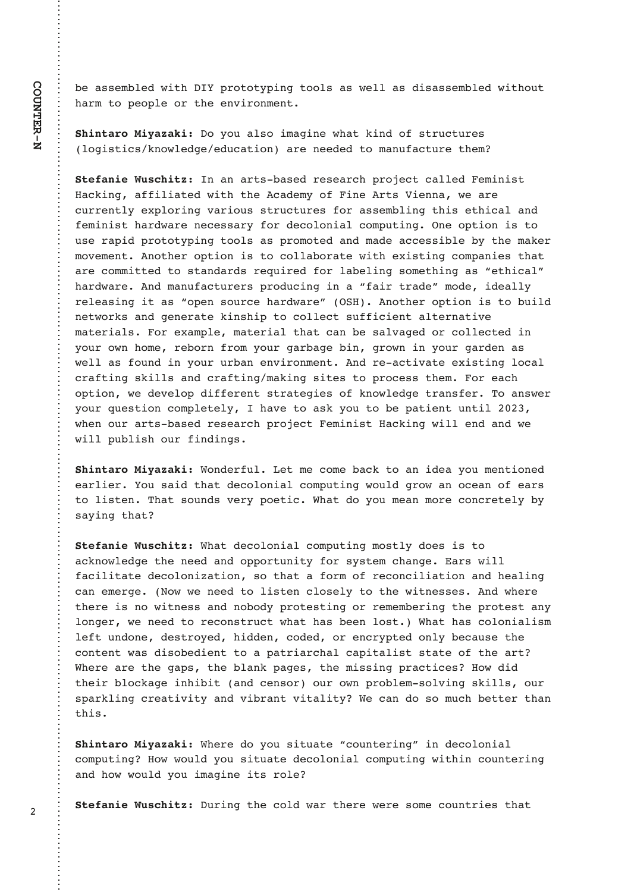be assembled with DIY prototyping tools as well as disassembled without harm to people or the environment.

**Shintaro Miyazaki:** Do you also imagine what kind of structures (logistics/knowledge/education) are needed to manufacture them?

**Stefanie Wuschitz:** In an arts-based research project called Feminist Hacking, affiliated with the Academy of Fine Arts Vienna, we are currently exploring various structures for assembling this ethical and feminist hardware necessary for decolonial computing. One option is to use rapid prototyping tools as promoted and made accessible by the maker movement. Another option is to collaborate with existing companies that are committed to standards required for labeling something as "ethical" hardware. And manufacturers producing in a "fair trade" mode, ideally releasing it as "open source hardware" (OSH). Another option is to build networks and generate kinship to collect sufficient alternative materials. For example, material that can be salvaged or collected in your own home, reborn from your garbage bin, grown in your garden as well as found in your urban environment. And re-activate existing local crafting skills and crafting/making sites to process them. For each option, we develop different strategies of knowledge transfer. To answer your question completely, I have to ask you to be patient until 2023, when our arts-based research project Feminist Hacking will end and we will publish our findings.

**Shintaro Miyazaki:** Wonderful. Let me come back to an idea you mentioned earlier. You said that decolonial computing would grow an ocean of ears to listen. That sounds very poetic. What do you mean more concretely by saying that?

**Stefanie Wuschitz:** What decolonial computing mostly does is to acknowledge the need and opportunity for system change. Ears will facilitate decolonization, so that a form of reconciliation and healing can emerge. (Now we need to listen closely to the witnesses. And where there is no witness and nobody protesting or remembering the protest any longer, we need to reconstruct what has been lost.) What has colonialism left undone, destroyed, hidden, coded, or encrypted only because the content was disobedient to a patriarchal capitalist state of the art? Where are the gaps, the blank pages, the missing practices? How did their blockage inhibit (and censor) our own problem-solving skills, our sparkling creativity and vibrant vitality? We can do so much better than this.

**Shintaro Miyazaki:** Where do you situate "countering" in decolonial computing? How would you situate decolonial computing within countering and how would you imagine its role?

**Stefanie Wuschitz:** During the cold war there were some countries that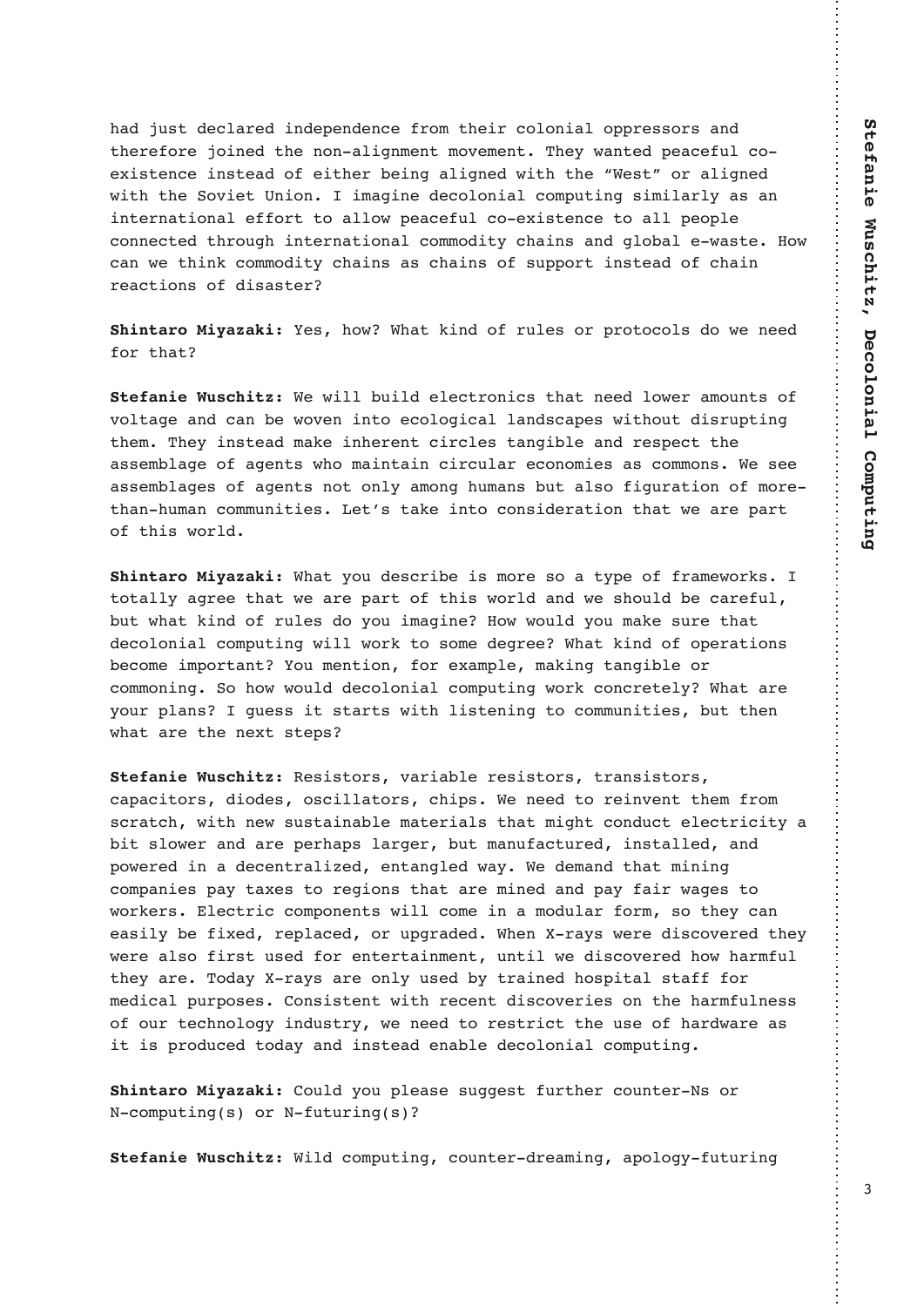had just declared independence from their colonial oppressors and therefore joined the non-alignment movement. They wanted peaceful co-existence instead of either being aligned with the "West" or aligned with the Soviet Union. I imagine decolonial computing similarly as an international effort to allow peaceful co-existence to all people connected through international commodity chains and global e-waste. How can we think commodity chains as chains of support instead of chain reactions of disaster?

**Shintaro Miyazaki:** Yes, how? What kind of rules or protocols do we need for that?

**Stefanie Wuschitz:** We will build electronics that need lower amounts of voltage and can be woven into ecological landscapes without disrupting them. They instead make inherent circles tangible and respect the assemblage of agents who maintain circular economies as commons. We see assemblages of agents not only among humans but also figuration of more-than-human communities. Let's take into consideration that we are part of this world.

**Shintaro Miyazaki:** What you describe is more so a type of frameworks. I totally agree that we are part of this world and we should be careful, but what kind of rules do you imagine? How would you make sure that decolonial computing will work to some degree? What kind of operations become important? You mention, for example, making tangible or commoning. So how would decolonial computing work concretely? What are your plans? I guess it starts with listening to communities, but then what are the next steps?

**Stefanie Wuschitz:** Resistors, variable resistors, transistors, capacitors, diodes, oscillators, chips. We need to reinvent them from scratch, with new sustainable materials that might conduct electricity a bit slower and are perhaps larger, but manufactured, installed, and powered in a decentralized, entangled way. We demand that mining companies pay taxes to regions that are mined and pay fair wages to workers. Electric components will come in a modular form, so they can easily be fixed, replaced, or upgraded. When X-rays were discovered they were also first used for entertainment, until we discovered how harmful they are. Today X-rays are only used by trained hospital staff for medical purposes. Consistent with recent discoveries on the harmfulness of our technology industry, we need to restrict the use of hardware as it is produced today and instead enable decolonial computing.

**Shintaro Miyazaki:** Could you please suggest further counter-Ns or N-computing(s) or N-futuring(s)?

**Stefanie Wuschitz:** Wild computing, counter-dreaming, apology-futuring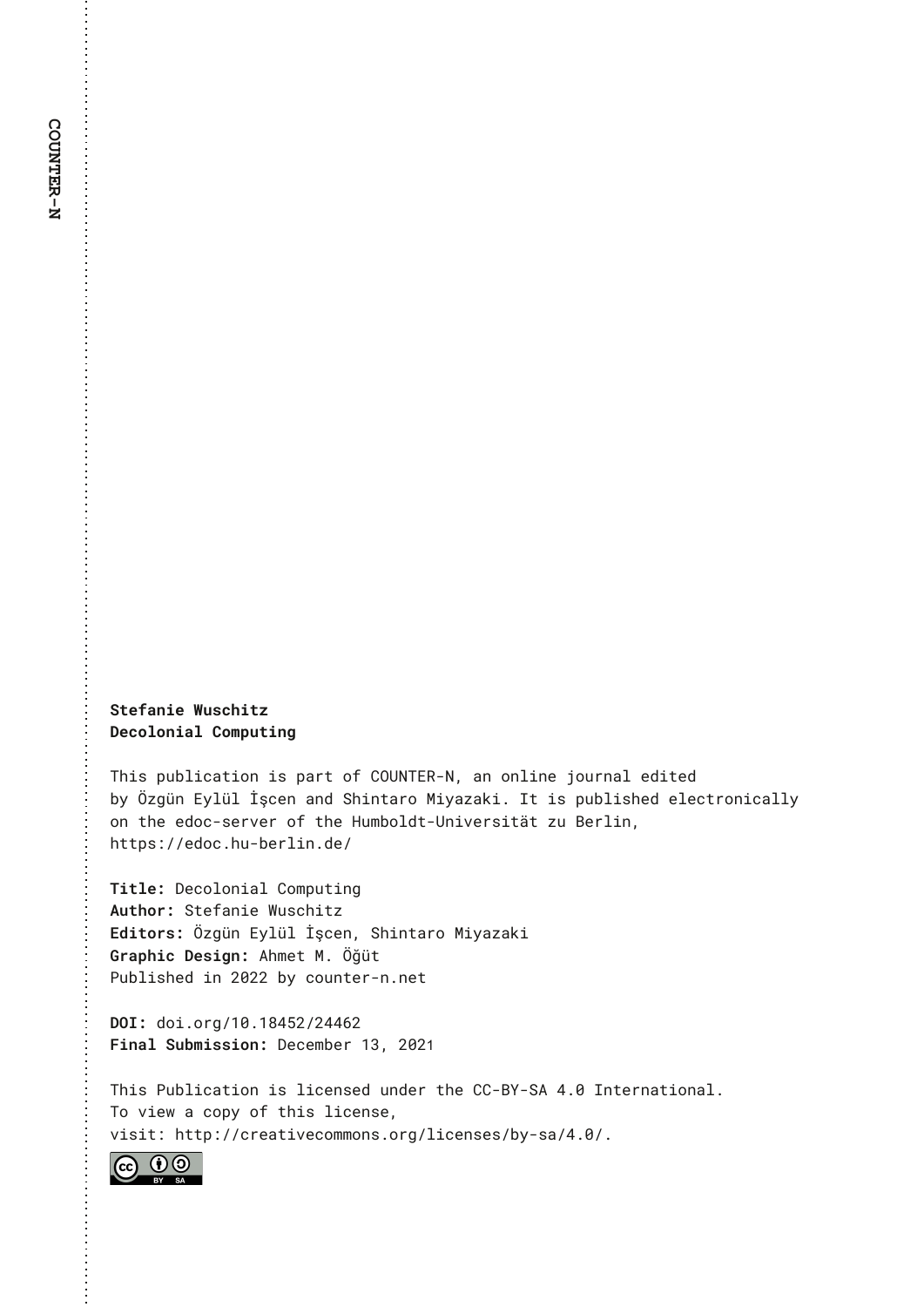**Stefanie Wuschitz**
**Decolonial Computing**

This publication is part of COUNTER-N, an online journal edited by Özgün Eylül İşcen and Shintaro Miyazaki. It is published electronically on the edoc-server of the Humboldt-Universität zu Berlin, https://edoc.hu-berlin.de/

**Title:** Decolonial Computing
**Author:** Stefanie Wuschitz
**Editors:** Özgün Eylül İşcen, Shintaro Miyazaki
**Graphic Design:** Ahmet M. Öğüt
Published in 2022 by counter-n.net

**DOI:** doi.org/10.18452/24462
**Final Submission:** December 13, 2021

This Publication is licensed under the CC-BY-SA 4.0 International. To view a copy of this license, visit: http://creativecommons.org/licenses/by-sa/4.0/.